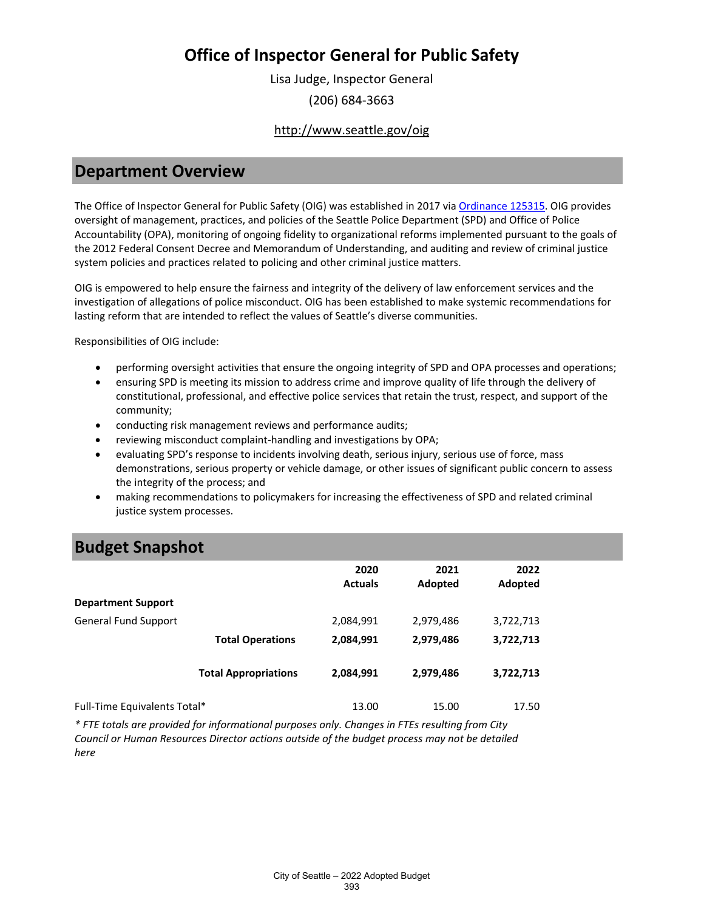# Office of Inspector General for Public Safety

Lisa Judge, Inspector General

(206) 684-3663

http://www.seattle.gov/oig

## Department Overview

The Office of Inspector General for Public Safety (OIG) was established in 2017 via Ordinance 125315. OIG provides oversight of management, practices, and policies of the Seattle Police Department (SPD) and Office of Police Accountability (OPA), monitoring of ongoing fidelity to organizational reforms implemented pursuant to the goals of the 2012 Federal Consent Decree and Memorandum of Understanding, and auditing and review of criminal justice system policies and practices related to policing and other criminal justice matters.

OIG is empowered to help ensure the fairness and integrity of the delivery of law enforcement services and the investigation of allegations of police misconduct. OIG has been established to make systemic recommendations for lasting reform that are intended to reflect the values of Seattle's diverse communities.

Responsibilities of OIG include:

- performing oversight activities that ensure the ongoing integrity of SPD and OPA processes and operations;
- ensuring SPD is meeting its mission to address crime and improve quality of life through the delivery of constitutional, professional, and effective police services that retain the trust, respect, and support of the community;
- conducting risk management reviews and performance audits;
- reviewing misconduct complaint-handling and investigations by OPA;
- evaluating SPD's response to incidents involving death, serious injury, serious use of force, mass demonstrations, serious property or vehicle damage, or other issues of significant public concern to assess the integrity of the process; and
- making recommendations to policymakers for increasing the effectiveness of SPD and related criminal justice system processes.

## Budget Snapshot

| | 2020 Actuals | 2021 Adopted | 2022 Adopted |
|---|---|---|---|
| **Department Support** | | | |
| General Fund Support | 2,084,991 | 2,979,486 | 3,722,713 |
| **Total Operations** | **2,084,991** | **2,979,486** | **3,722,713** |
| **Total Appropriations** | **2,084,991** | **2,979,486** | **3,722,713** |
| Full-Time Equivalents Total* | 13.00 | 15.00 | 17.50 |

*\* FTE totals are provided for informational purposes only. Changes in FTEs resulting from City Council or Human Resources Director actions outside of the budget process may not be detailed here*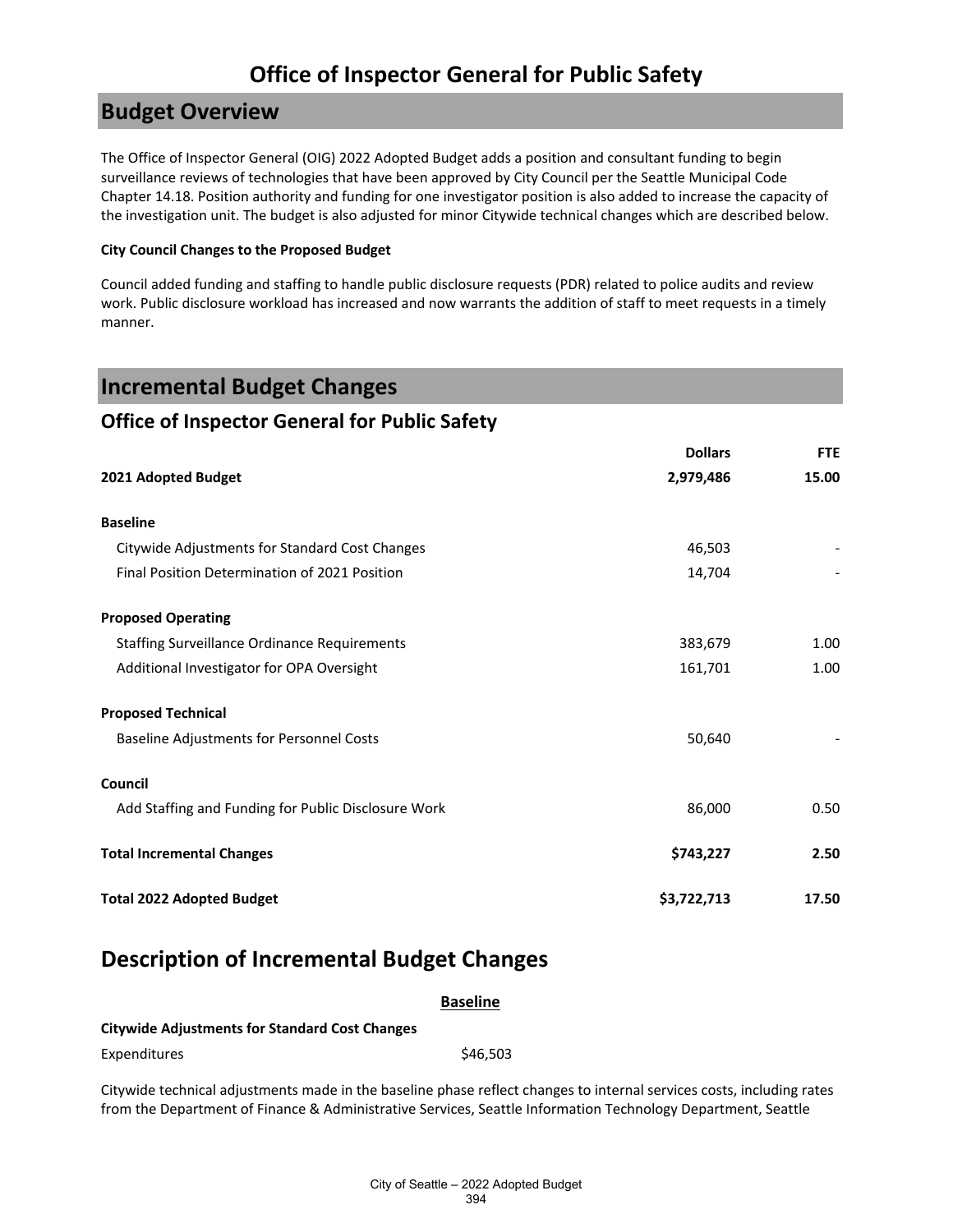# Office of Inspector General for Public Safety

## Budget Overview

The Office of Inspector General (OIG) 2022 Adopted Budget adds a position and consultant funding to begin surveillance reviews of technologies that have been approved by City Council per the Seattle Municipal Code Chapter 14.18. Position authority and funding for one investigator position is also added to increase the capacity of the investigation unit. The budget is also adjusted for minor Citywide technical changes which are described below.

**City Council Changes to the Proposed Budget**

Council added funding and staffing to handle public disclosure requests (PDR) related to police audits and review work. Public disclosure workload has increased and now warrants the addition of staff to meet requests in a timely manner.

## Incremental Budget Changes

### Office of Inspector General for Public Safety

| | Dollars | FTE |
|---|---|---|
| **2021 Adopted Budget** | **2,979,486** | **15.00** |
| **Baseline** | | |
| Citywide Adjustments for Standard Cost Changes | 46,503 | - |
| Final Position Determination of 2021 Position | 14,704 | - |
| **Proposed Operating** | | |
| Staffing Surveillance Ordinance Requirements | 383,679 | 1.00 |
| Additional Investigator for OPA Oversight | 161,701 | 1.00 |
| **Proposed Technical** | | |
| Baseline Adjustments for Personnel Costs | 50,640 | - |
| **Council** | | |
| Add Staffing and Funding for Public Disclosure Work | 86,000 | 0.50 |
| **Total Incremental Changes** | **$743,227** | **2.50** |
| **Total 2022 Adopted Budget** | **$3,722,713** | **17.50** |

## Description of Incremental Budget Changes

**Baseline**

**Citywide Adjustments for Standard Cost Changes**

| | |
|---|---|
| Expenditures | $46,503 |

Citywide technical adjustments made in the baseline phase reflect changes to internal services costs, including rates from the Department of Finance & Administrative Services, Seattle Information Technology Department, Seattle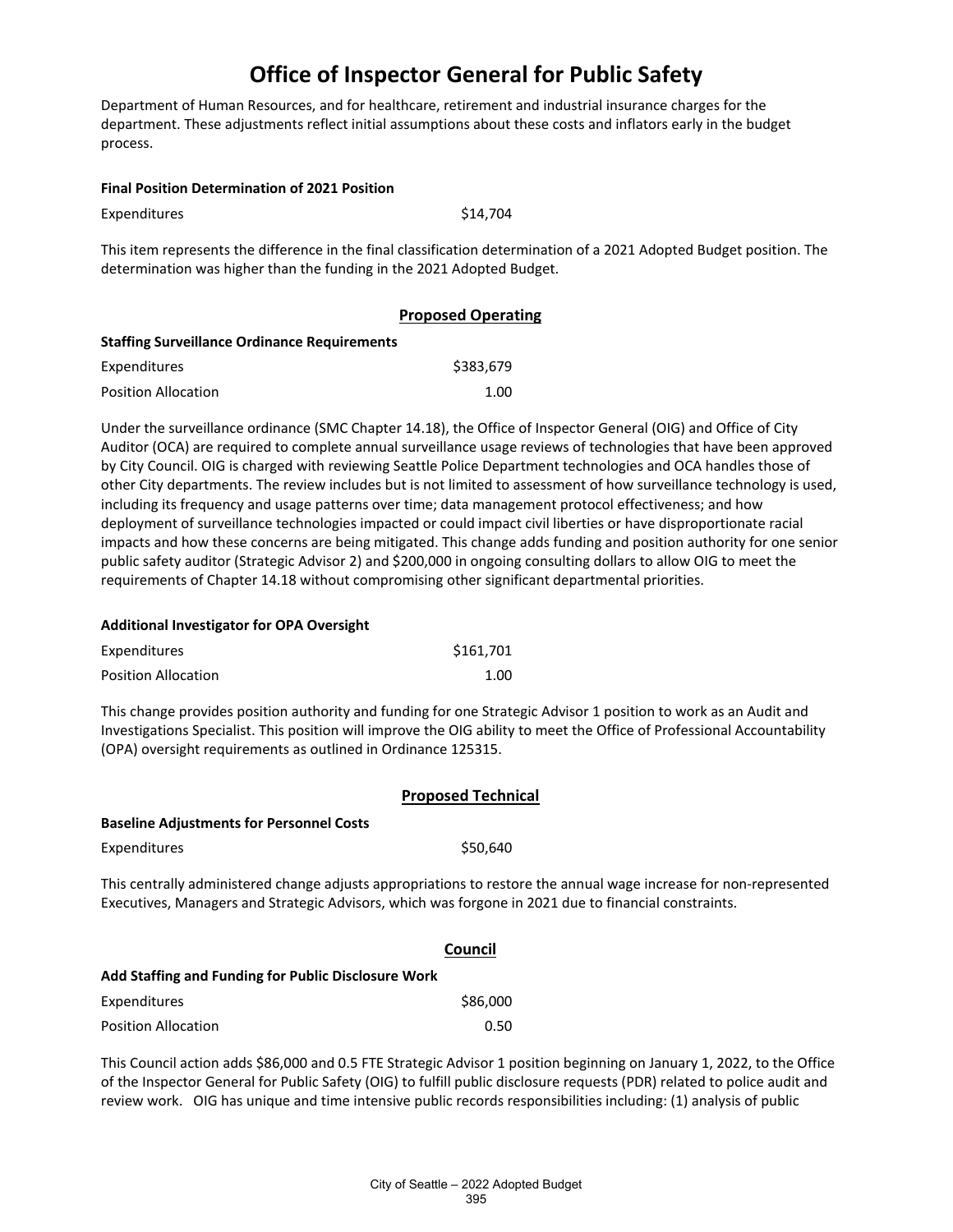Department of Human Resources, and for healthcare, retirement and industrial insurance charges for the department. These adjustments reflect initial assumptions about these costs and inflators early in the budget process.

**Final Position Determination of 2021 Position**

| | |
|---|---|
| Expenditures | $14,704 |

This item represents the difference in the final classification determination of a 2021 Adopted Budget position. The determination was higher than the funding in the 2021 Adopted Budget.

## Proposed Operating

**Staffing Surveillance Ordinance Requirements**

| | |
|---|---|
| Expenditures | $383,679 |
| Position Allocation | 1.00 |

Under the surveillance ordinance (SMC Chapter 14.18), the Office of Inspector General (OIG) and Office of City Auditor (OCA) are required to complete annual surveillance usage reviews of technologies that have been approved by City Council. OIG is charged with reviewing Seattle Police Department technologies and OCA handles those of other City departments. The review includes but is not limited to assessment of how surveillance technology is used, including its frequency and usage patterns over time; data management protocol effectiveness; and how deployment of surveillance technologies impacted or could impact civil liberties or have disproportionate racial impacts and how these concerns are being mitigated. This change adds funding and position authority for one senior public safety auditor (Strategic Advisor 2) and $200,000 in ongoing consulting dollars to allow OIG to meet the requirements of Chapter 14.18 without compromising other significant departmental priorities.

**Additional Investigator for OPA Oversight**

| | |
|---|---|
| Expenditures | $161,701 |
| Position Allocation | 1.00 |

This change provides position authority and funding for one Strategic Advisor 1 position to work as an Audit and Investigations Specialist. This position will improve the OIG ability to meet the Office of Professional Accountability (OPA) oversight requirements as outlined in Ordinance 125315.

## Proposed Technical

**Baseline Adjustments for Personnel Costs**

| | |
|---|---|
| Expenditures | $50,640 |

This centrally administered change adjusts appropriations to restore the annual wage increase for non-represented Executives, Managers and Strategic Advisors, which was forgone in 2021 due to financial constraints.

## Council

**Add Staffing and Funding for Public Disclosure Work**

| | |
|---|---|
| Expenditures | $86,000 |
| Position Allocation | 0.50 |

This Council action adds $86,000 and 0.5 FTE Strategic Advisor 1 position beginning on January 1, 2022, to the Office of the Inspector General for Public Safety (OIG) to fulfill public disclosure requests (PDR) related to police audit and review work. OIG has unique and time intensive public records responsibilities including: (1) analysis of public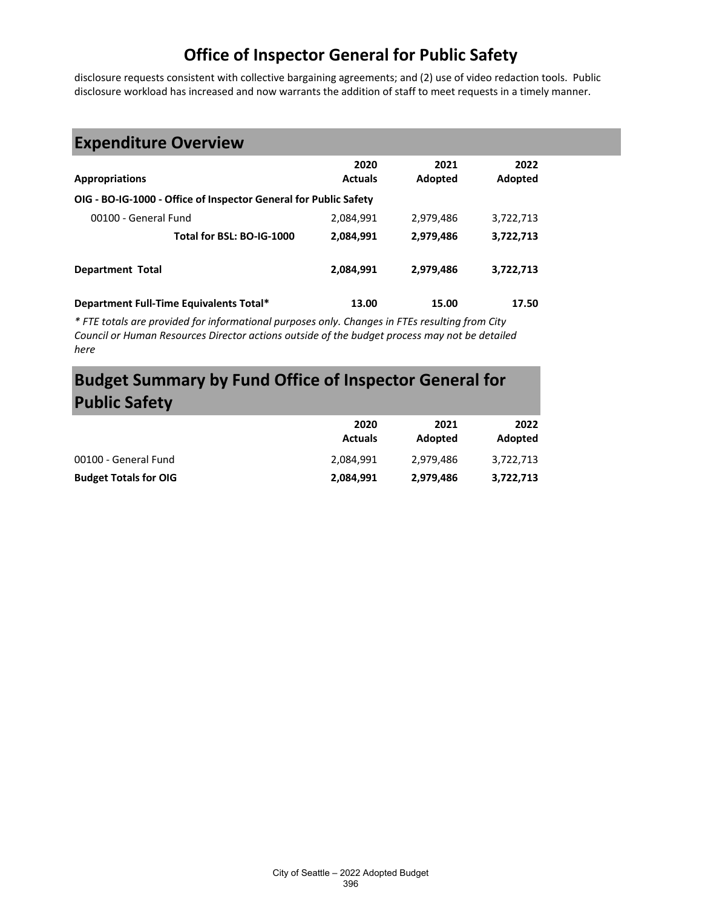disclosure requests consistent with collective bargaining agreements; and (2) use of video redaction tools. Public disclosure workload has increased and now warrants the addition of staff to meet requests in a timely manner.

## Expenditure Overview

| Appropriations | 2020 Actuals | 2021 Adopted | 2022 Adopted |
|---|---|---|---|
| **OIG - BO-IG-1000 - Office of Inspector General for Public Safety** | | | |
| 00100 - General Fund | 2,084,991 | 2,979,486 | 3,722,713 |
| **Total for BSL: BO-IG-1000** | **2,084,991** | **2,979,486** | **3,722,713** |
| **Department Total** | **2,084,991** | **2,979,486** | **3,722,713** |
| **Department Full-Time Equivalents Total*** | **13.00** | **15.00** | **17.50** |

*\* FTE totals are provided for informational purposes only. Changes in FTEs resulting from City Council or Human Resources Director actions outside of the budget process may not be detailed here*

## Budget Summary by Fund Office of Inspector General for Public Safety

| | 2020 Actuals | 2021 Adopted | 2022 Adopted |
|---|---|---|---|
| 00100 - General Fund | 2,084,991 | 2,979,486 | 3,722,713 |
| **Budget Totals for OIG** | **2,084,991** | **2,979,486** | **3,722,713** |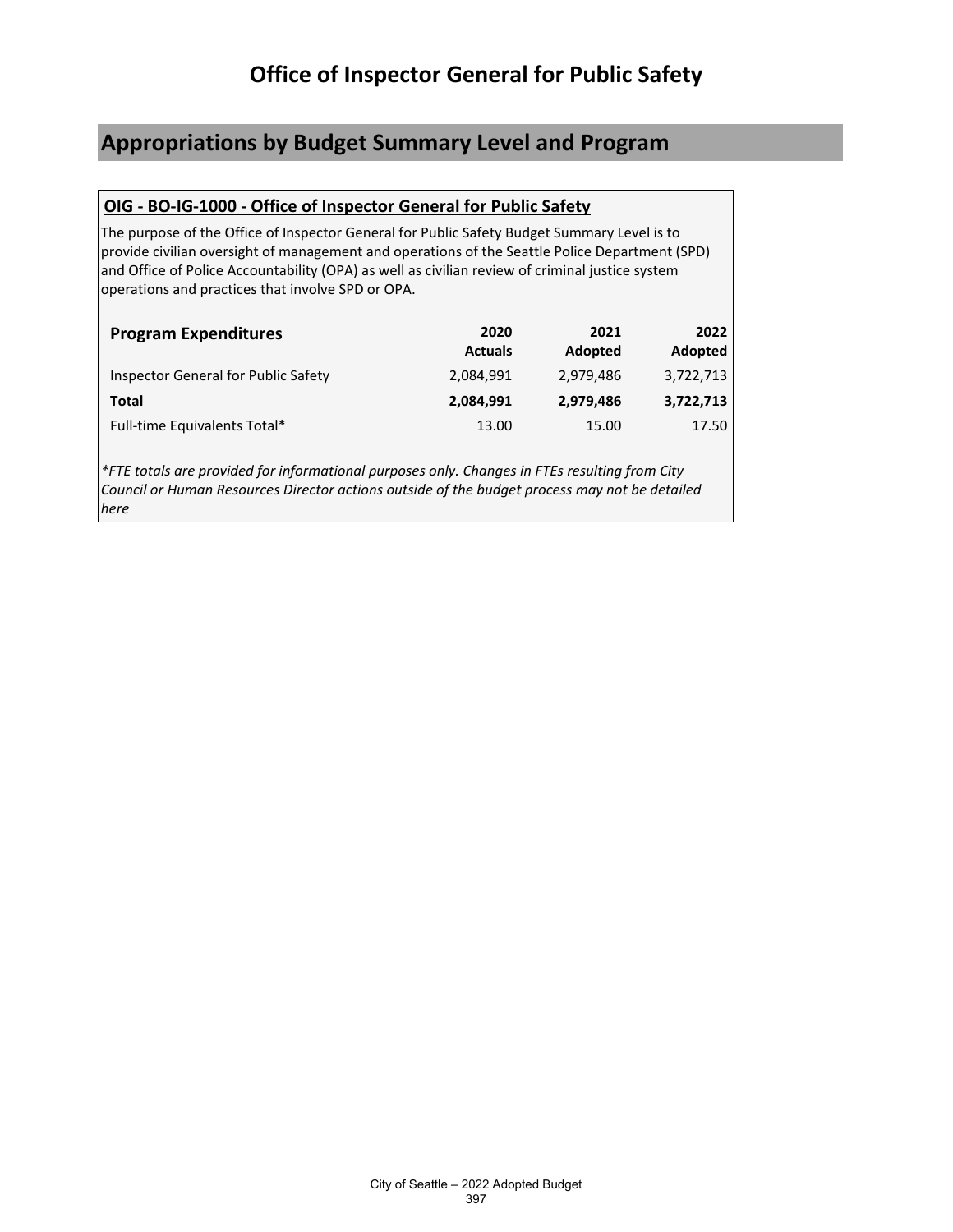# Office of Inspector General for Public Safety

## Appropriations by Budget Summary Level and Program

### OIG - BO-IG-1000 - Office of Inspector General for Public Safety

The purpose of the Office of Inspector General for Public Safety Budget Summary Level is to provide civilian oversight of management and operations of the Seattle Police Department (SPD) and Office of Police Accountability (OPA) as well as civilian review of criminal justice system operations and practices that involve SPD or OPA.

| Program Expenditures | 2020 Actuals | 2021 Adopted | 2022 Adopted |
|---|---|---|---|
| Inspector General for Public Safety | 2,084,991 | 2,979,486 | 3,722,713 |
| **Total** | **2,084,991** | **2,979,486** | **3,722,713** |
| Full-time Equivalents Total* | 13.00 | 15.00 | 17.50 |

*\*FTE totals are provided for informational purposes only. Changes in FTEs resulting from City Council or Human Resources Director actions outside of the budget process may not be detailed here*